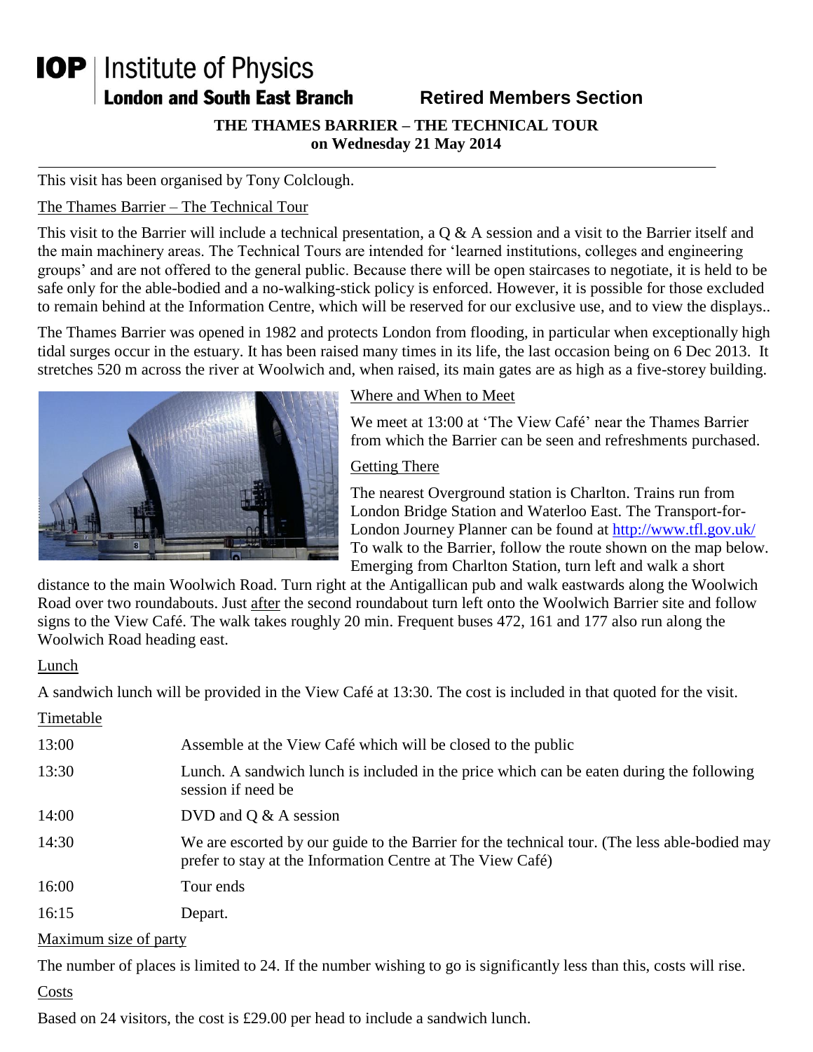# IOP | Institute of Physics

**London and South East Branch** **Retired Members Section**

## THE THAMES BARRIER – THE TECHNICAL TOUR
**on Wednesday 21 May 2014**

---

This visit has been organised by Tony Colclough.

### The Thames Barrier – The Technical Tour

This visit to the Barrier will include a technical presentation, a Q & A session and a visit to the Barrier itself and the main machinery areas. The Technical Tours are intended for 'learned institutions, colleges and engineering groups' and are not offered to the general public. Because there will be open staircases to negotiate, it is held to be safe only for the able-bodied and a no-walking-stick policy is enforced. However, it is possible for those excluded to remain behind at the Information Centre, which will be reserved for our exclusive use, and to view the displays..

The Thames Barrier was opened in 1982 and protects London from flooding, in particular when exceptionally high tidal surges occur in the estuary. It has been raised many times in its life, the last occasion being on 6 Dec 2013. It stretches 520 m across the river at Woolwich and, when raised, its main gates are as high as a five-storey building.

### Where and When to Meet

We meet at 13:00 at 'The View Café' near the Thames Barrier from which the Barrier can be seen and refreshments purchased.

### Getting There

The nearest Overground station is Charlton. Trains run from London Bridge Station and Waterloo East. The Transport-for-London Journey Planner can be found at http://www.tfl.gov.uk/ To walk to the Barrier, follow the route shown on the map below. Emerging from Charlton Station, turn left and walk a short distance to the main Woolwich Road. Turn right at the Antigallican pub and walk eastwards along the Woolwich Road over two roundabouts. Just after the second roundabout turn left onto the Woolwich Barrier site and follow signs to the View Café. The walk takes roughly 20 min. Frequent buses 472, 161 and 177 also run along the Woolwich Road heading east.

### Lunch

A sandwich lunch will be provided in the View Café at 13:30. The cost is included in that quoted for the visit.

### Timetable

| | |
|---|---|
| 13:00 | Assemble at the View Café which will be closed to the public |
| 13:30 | Lunch. A sandwich lunch is included in the price which can be eaten during the following session if need be |
| 14:00 | DVD and Q & A session |
| 14:30 | We are escorted by our guide to the Barrier for the technical tour. (The less able-bodied may prefer to stay at the Information Centre at The View Café) |
| 16:00 | Tour ends |
| 16:15 | Depart. |

### Maximum size of party

The number of places is limited to 24. If the number wishing to go is significantly less than this, costs will rise.

### Costs

Based on 24 visitors, the cost is £29.00 per head to include a sandwich lunch.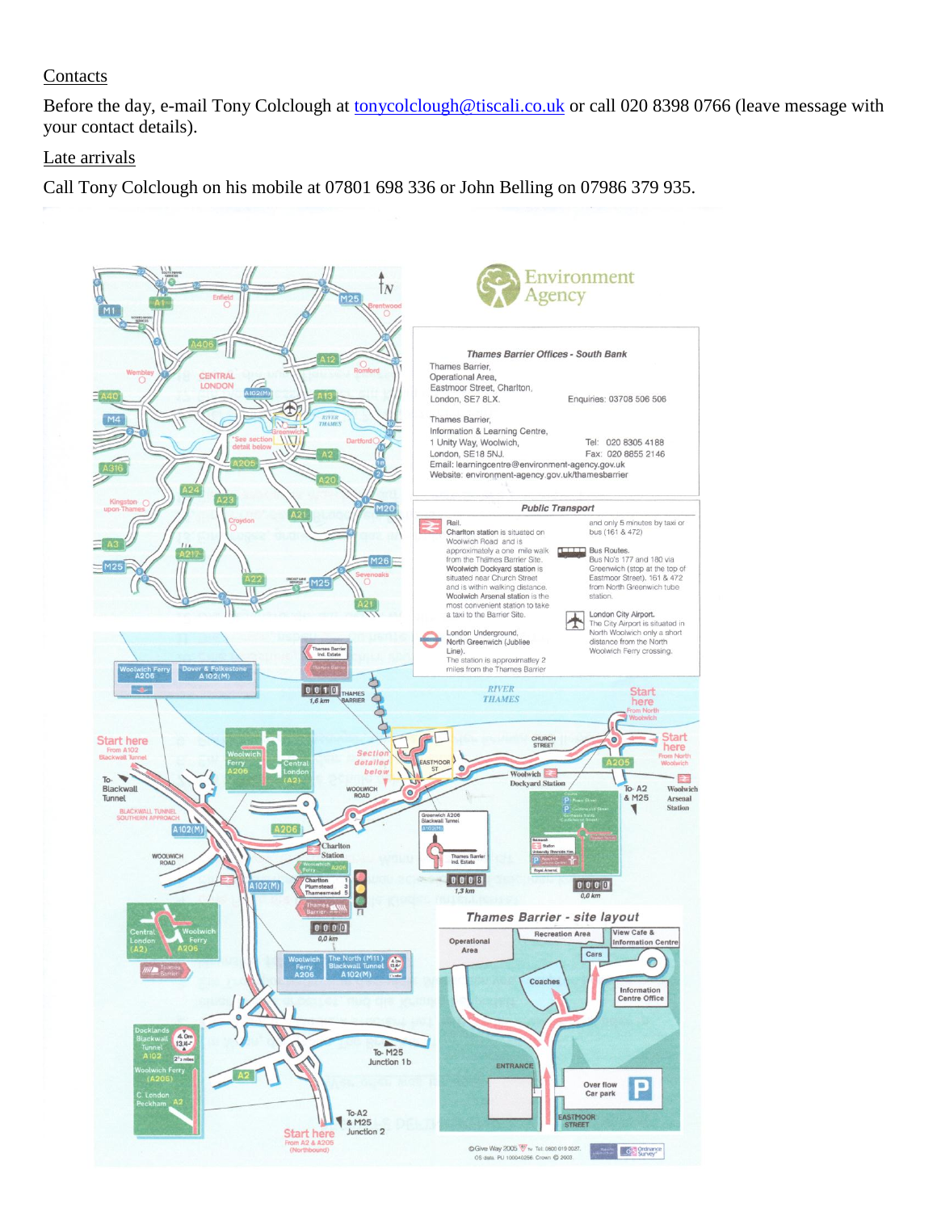Contacts

Before the day, e-mail Tony Colclough at tonycolclough@tiscali.co.uk or call 020 8398 0766 (leave message with your contact details).

Late arrivals

Call Tony Colclough on his mobile at 07801 698 336 or John Belling on 07986 379 935.

Environment Agency

**Thames Barrier Offices - South Bank**

Thames Barrier,
Operational Area,
Eastmoor Street, Charlton,
London, SE7 8LX.

Enquiries: 03708 506 506

Thames Barrier,
Information & Learning Centre,
1 Unity Way, Woolwich,
London, SE18 5NJ.

Tel: 020 8305 4188
Fax: 020 8855 2146

Email: learningcentre@environment-agency.gov.uk
Website: environment-agency.gov.uk/thamesbarrier

**Public Transport**

Rail.
Charlton station is situated on Woolwich Road and is approximately a one mile walk from the Thames Barrier Site. Woolwich Dockyard station is situated near Church Street and is within walking distance. Woolwich Arsenal station is the most convenient station to take a taxi to the Barrier Site.

London Underground.
North Greenwich (Jubilee Line).
The station is approximately 2 miles from the Thames Barrier and only 5 minutes by taxi or bus (161 & 472)

Bus Routes.
Bus No's 177 and 180 via Greenwich (stop at the top of Eastmoor Street). 161 & 472 from North Greenwich tube station.

London City Airport.
The City Airport is situated in North Woolwich only a short distance from the North Woolwich Ferry crossing.

Thames Barrier - site layout

©Give Way 2005